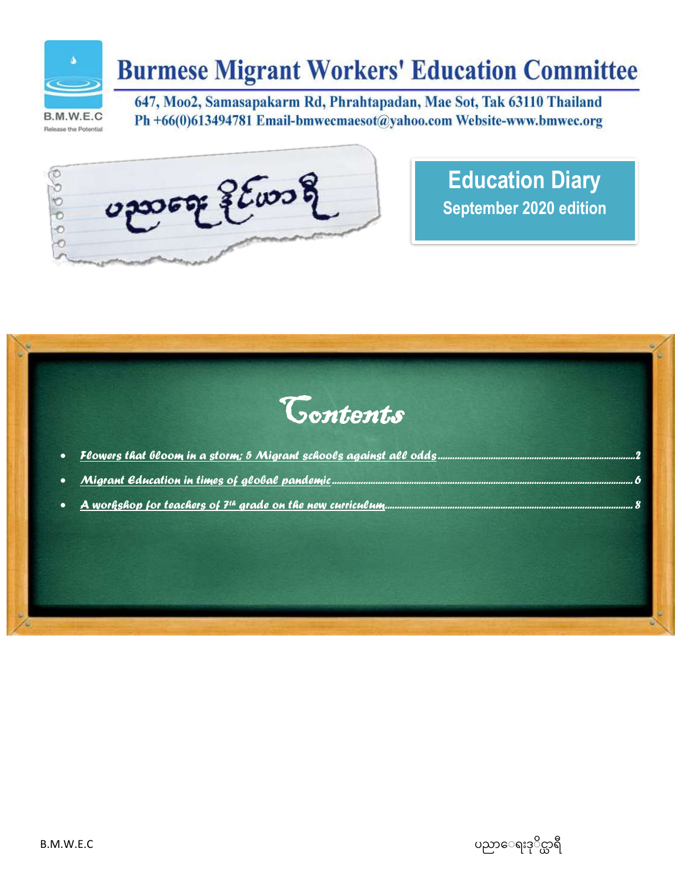# Burmese Migrant Workers' Education Committee

647, Moo2, Samasapakarm Rd, Phrahtapadan, Mae Sot, Tak 63110 Thailand
Ph +66(0)613494781 Email-bmwecmaesot@yahoo.com Website-www.bmwec.org

B.M.W.E.C
Release the Potential

ပညာရေး ဒိုင်ယာရီ

## Education Diary

**September 2020 edition**

## Contents

- *Flowers that bloom in a storm; 5 Migrant schools against all odds* ..... 2
- *Migrant Education in times of global pandemic* ..... 6
- *A workshop for teachers of 7th grade on the new curriculum* ..... 8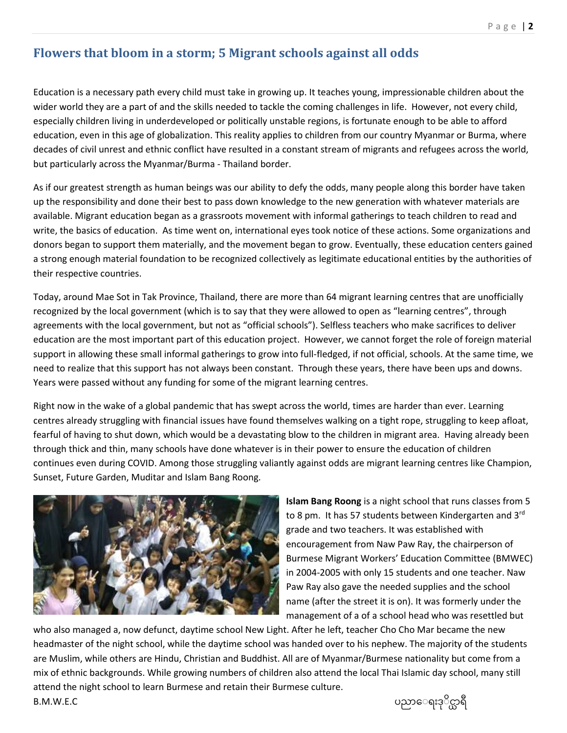## Flowers that bloom in a storm; 5 Migrant schools against all odds

Education is a necessary path every child must take in growing up. It teaches young, impressionable children about the wider world they are a part of and the skills needed to tackle the coming challenges in life. However, not every child, especially children living in underdeveloped or politically unstable regions, is fortunate enough to be able to afford education, even in this age of globalization. This reality applies to children from our country Myanmar or Burma, where decades of civil unrest and ethnic conflict have resulted in a constant stream of migrants and refugees across the world, but particularly across the Myanmar/Burma - Thailand border.

As if our greatest strength as human beings was our ability to defy the odds, many people along this border have taken up the responsibility and done their best to pass down knowledge to the new generation with whatever materials are available. Migrant education began as a grassroots movement with informal gatherings to teach children to read and write, the basics of education. As time went on, international eyes took notice of these actions. Some organizations and donors began to support them materially, and the movement began to grow. Eventually, these education centers gained a strong enough material foundation to be recognized collectively as legitimate educational entities by the authorities of their respective countries.

Today, around Mae Sot in Tak Province, Thailand, there are more than 64 migrant learning centres that are unofficially recognized by the local government (which is to say that they were allowed to open as "learning centres", through agreements with the local government, but not as "official schools"). Selfless teachers who make sacrifices to deliver education are the most important part of this education project. However, we cannot forget the role of foreign material support in allowing these small informal gatherings to grow into full-fledged, if not official, schools. At the same time, we need to realize that this support has not always been constant. Through these years, there have been ups and downs. Years were passed without any funding for some of the migrant learning centres.

Right now in the wake of a global pandemic that has swept across the world, times are harder than ever. Learning centres already struggling with financial issues have found themselves walking on a tight rope, struggling to keep afloat, fearful of having to shut down, which would be a devastating blow to the children in migrant area. Having already been through thick and thin, many schools have done whatever is in their power to ensure the education of children continues even during COVID. Among those struggling valiantly against odds are migrant learning centres like Champion, Sunset, Future Garden, Muditar and Islam Bang Roong.

**Islam Bang Roong** is a night school that runs classes from 5 to 8 pm. It has 57 students between Kindergarten and 3rd grade and two teachers. It was established with encouragement from Naw Paw Ray, the chairperson of Burmese Migrant Workers' Education Committee (BMWEC) in 2004-2005 with only 15 students and one teacher. Naw Paw Ray also gave the needed supplies and the school name (after the street it is on). It was formerly under the management of a of a school head who was resettled but who also managed a, now defunct, daytime school New Light. After he left, teacher Cho Cho Mar became the new headmaster of the night school, while the daytime school was handed over to his nephew. The majority of the students are Muslim, while others are Hindu, Christian and Buddhist. All are of Myanmar/Burmese nationality but come from a mix of ethnic backgrounds. While growing numbers of children also attend the local Thai Islamic day school, many still attend the night school to learn Burmese and retain their Burmese culture.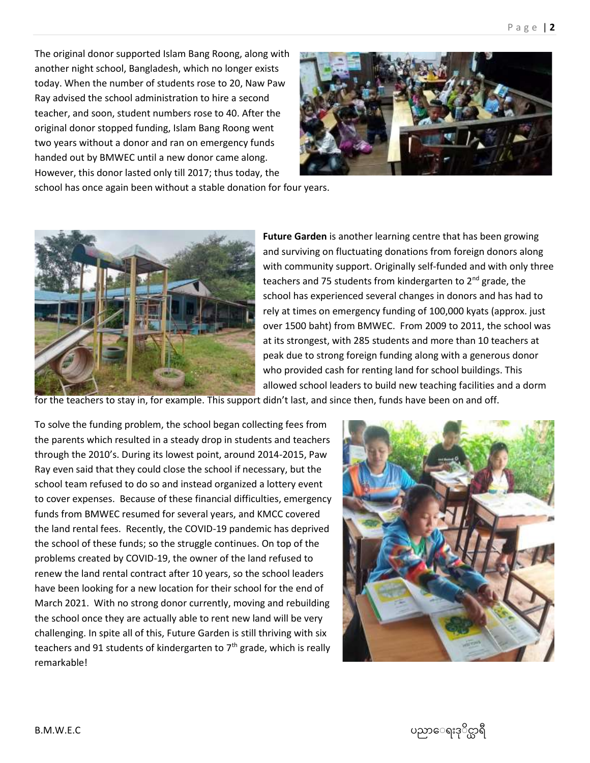The original donor supported Islam Bang Roong, along with another night school, Bangladesh, which no longer exists today. When the number of students rose to 20, Naw Paw Ray advised the school administration to hire a second teacher, and soon, student numbers rose to 40. After the original donor stopped funding, Islam Bang Roong went two years without a donor and ran on emergency funds handed out by BMWEC until a new donor came along. However, this donor lasted only till 2017; thus today, the school has once again been without a stable donation for four years.

**Future Garden** is another learning centre that has been growing and surviving on fluctuating donations from foreign donors along with community support. Originally self-funded and with only three teachers and 75 students from kindergarten to 2nd grade, the school has experienced several changes in donors and has had to rely at times on emergency funding of 100,000 kyats (approx. just over 1500 baht) from BMWEC. From 2009 to 2011, the school was at its strongest, with 285 students and more than 10 teachers at peak due to strong foreign funding along with a generous donor who provided cash for renting land for school buildings. This allowed school leaders to build new teaching facilities and a dorm for the teachers to stay in, for example. This support didn't last, and since then, funds have been on and off.

To solve the funding problem, the school began collecting fees from the parents which resulted in a steady drop in students and teachers through the 2010's. During its lowest point, around 2014-2015, Paw Ray even said that they could close the school if necessary, but the school team refused to do so and instead organized a lottery event to cover expenses. Because of these financial difficulties, emergency funds from BMWEC resumed for several years, and KMCC covered the land rental fees. Recently, the COVID-19 pandemic has deprived the school of these funds; so the struggle continues. On top of the problems created by COVID-19, the owner of the land refused to renew the land rental contract after 10 years, so the school leaders have been looking for a new location for their school for the end of March 2021. With no strong donor currently, moving and rebuilding the school once they are actually able to rent new land will be very challenging. In spite all of this, Future Garden is still thriving with six teachers and 91 students of kindergarten to 7th grade, which is really remarkable!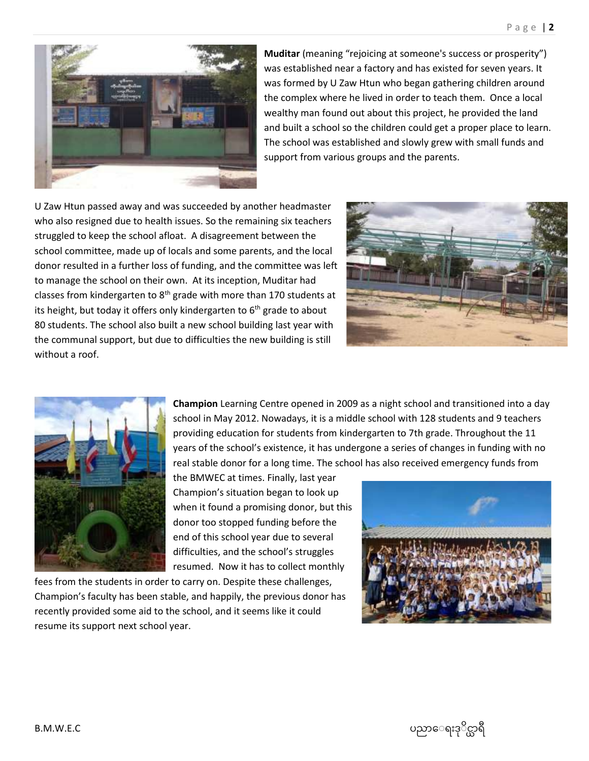**Muditar** (meaning “rejoicing at someone's success or prosperity”) was established near a factory and has existed for seven years. It was formed by U Zaw Htun who began gathering children around the complex where he lived in order to teach them. Once a local wealthy man found out about this project, he provided the land and built a school so the children could get a proper place to learn. The school was established and slowly grew with small funds and support from various groups and the parents.

U Zaw Htun passed away and was succeeded by another headmaster who also resigned due to health issues. So the remaining six teachers struggled to keep the school afloat. A disagreement between the school committee, made up of locals and some parents, and the local donor resulted in a further loss of funding, and the committee was left to manage the school on their own. At its inception, Muditar had classes from kindergarten to 8th grade with more than 170 students at its height, but today it offers only kindergarten to 6th grade to about 80 students. The school also built a new school building last year with the communal support, but due to difficulties the new building is still without a roof.

**Champion** Learning Centre opened in 2009 as a night school and transitioned into a day school in May 2012. Nowadays, it is a middle school with 128 students and 9 teachers providing education for students from kindergarten to 7th grade. Throughout the 11 years of the school's existence, it has undergone a series of changes in funding with no real stable donor for a long time. The school has also received emergency funds from the BMWEC at times. Finally, last year Champion's situation began to look up when it found a promising donor, but this donor too stopped funding before the end of this school year due to several difficulties, and the school's struggles resumed. Now it has to collect monthly fees from the students in order to carry on. Despite these challenges, Champion's faculty has been stable, and happily, the previous donor has recently provided some aid to the school, and it seems like it could resume its support next school year.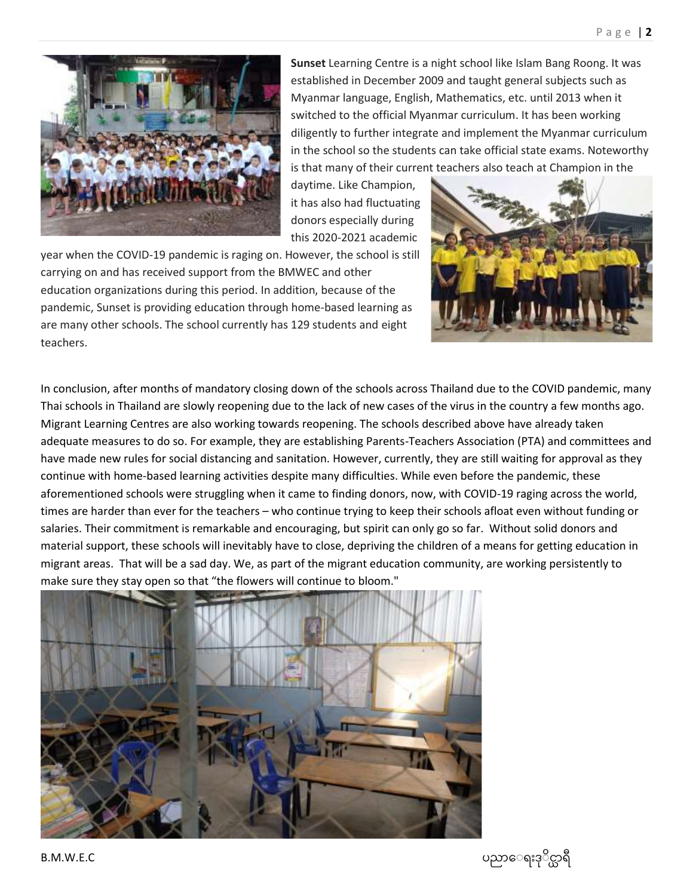**Sunset** Learning Centre is a night school like Islam Bang Roong. It was established in December 2009 and taught general subjects such as Myanmar language, English, Mathematics, etc. until 2013 when it switched to the official Myanmar curriculum. It has been working diligently to further integrate and implement the Myanmar curriculum in the school so the students can take official state exams. Noteworthy is that many of their current teachers also teach at Champion in the daytime. Like Champion, it has also had fluctuating donors especially during this 2020-2021 academic year when the COVID-19 pandemic is raging on. However, the school is still carrying on and has received support from the BMWEC and other education organizations during this period. In addition, because of the pandemic, Sunset is providing education through home-based learning as are many other schools. The school currently has 129 students and eight teachers.

In conclusion, after months of mandatory closing down of the schools across Thailand due to the COVID pandemic, many Thai schools in Thailand are slowly reopening due to the lack of new cases of the virus in the country a few months ago. Migrant Learning Centres are also working towards reopening. The schools described above have already taken adequate measures to do so. For example, they are establishing Parents-Teachers Association (PTA) and committees and have made new rules for social distancing and sanitation. However, currently, they are still waiting for approval as they continue with home-based learning activities despite many difficulties. While even before the pandemic, these aforementioned schools were struggling when it came to finding donors, now, with COVID-19 raging across the world, times are harder than ever for the teachers – who continue trying to keep their schools afloat even without funding or salaries. Their commitment is remarkable and encouraging, but spirit can only go so far. Without solid donors and material support, these schools will inevitably have to close, depriving the children of a means for getting education in migrant areas. That will be a sad day. We, as part of the migrant education community, are working persistently to make sure they stay open so that "the flowers will continue to bloom."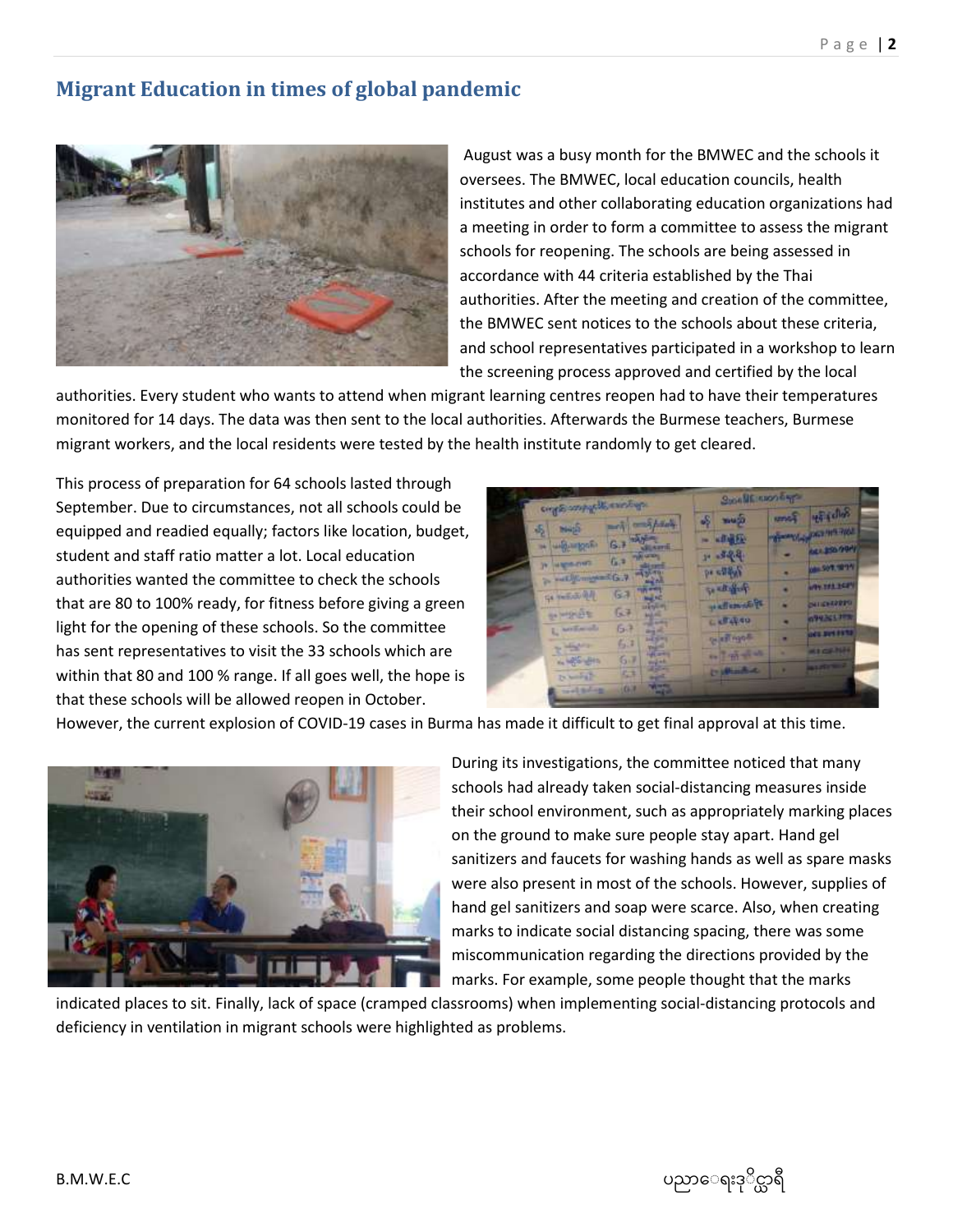## Migrant Education in times of global pandemic

August was a busy month for the BMWEC and the schools it oversees. The BMWEC, local education councils, health institutes and other collaborating education organizations had a meeting in order to form a committee to assess the migrant schools for reopening. The schools are being assessed in accordance with 44 criteria established by the Thai authorities. After the meeting and creation of the committee, the BMWEC sent notices to the schools about these criteria, and school representatives participated in a workshop to learn the screening process approved and certified by the local authorities. Every student who wants to attend when migrant learning centres reopen had to have their temperatures monitored for 14 days. The data was then sent to the local authorities. Afterwards the Burmese teachers, Burmese migrant workers, and the local residents were tested by the health institute randomly to get cleared.

This process of preparation for 64 schools lasted through September. Due to circumstances, not all schools could be equipped and readied equally; factors like location, budget, student and staff ratio matter a lot. Local education authorities wanted the committee to check the schools that are 80 to 100% ready, for fitness before giving a green light for the opening of these schools. So the committee has sent representatives to visit the 33 schools which are within that 80 and 100 % range. If all goes well, the hope is that these schools will be allowed reopen in October. However, the current explosion of COVID-19 cases in Burma has made it difficult to get final approval at this time.

During its investigations, the committee noticed that many schools had already taken social-distancing measures inside their school environment, such as appropriately marking places on the ground to make sure people stay apart. Hand gel sanitizers and faucets for washing hands as well as spare masks were also present in most of the schools. However, supplies of hand gel sanitizers and soap were scarce. Also, when creating marks to indicate social distancing spacing, there was some miscommunication regarding the directions provided by the marks. For example, some people thought that the marks indicated places to sit. Finally, lack of space (cramped classrooms) when implementing social-distancing protocols and deficiency in ventilation in migrant schools were highlighted as problems.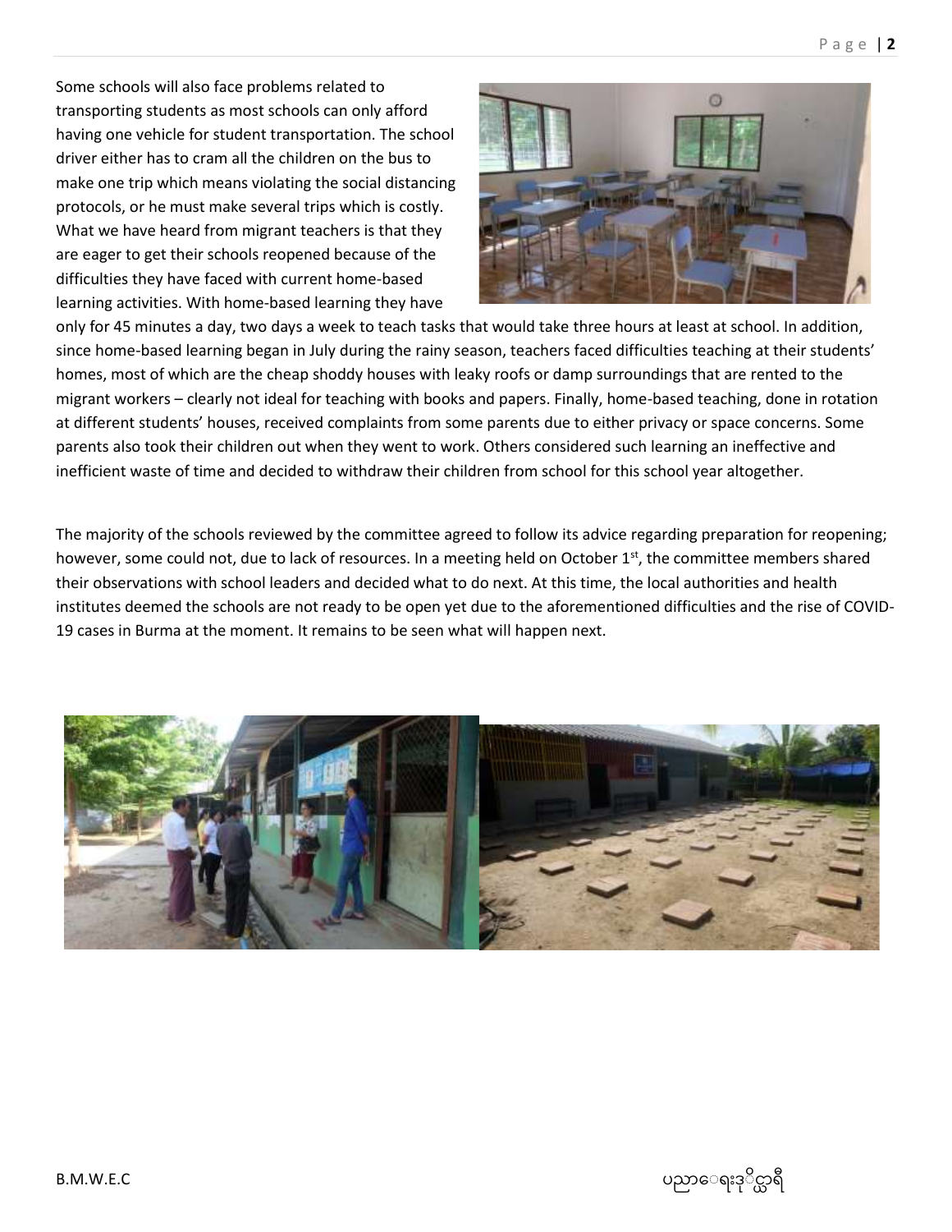Some schools will also face problems related to transporting students as most schools can only afford having one vehicle for student transportation. The school driver either has to cram all the children on the bus to make one trip which means violating the social distancing protocols, or he must make several trips which is costly. What we have heard from migrant teachers is that they are eager to get their schools reopened because of the difficulties they have faced with current home-based learning activities. With home-based learning they have only for 45 minutes a day, two days a week to teach tasks that would take three hours at least at school. In addition, since home-based learning began in July during the rainy season, teachers faced difficulties teaching at their students' homes, most of which are the cheap shoddy houses with leaky roofs or damp surroundings that are rented to the migrant workers – clearly not ideal for teaching with books and papers. Finally, home-based teaching, done in rotation at different students' houses, received complaints from some parents due to either privacy or space concerns. Some parents also took their children out when they went to work. Others considered such learning an ineffective and inefficient waste of time and decided to withdraw their children from school for this school year altogether.

The majority of the schools reviewed by the committee agreed to follow its advice regarding preparation for reopening; however, some could not, due to lack of resources. In a meeting held on October 1st, the committee members shared their observations with school leaders and decided what to do next. At this time, the local authorities and health institutes deemed the schools are not ready to be open yet due to the aforementioned difficulties and the rise of COVID-19 cases in Burma at the moment. It remains to be seen what will happen next.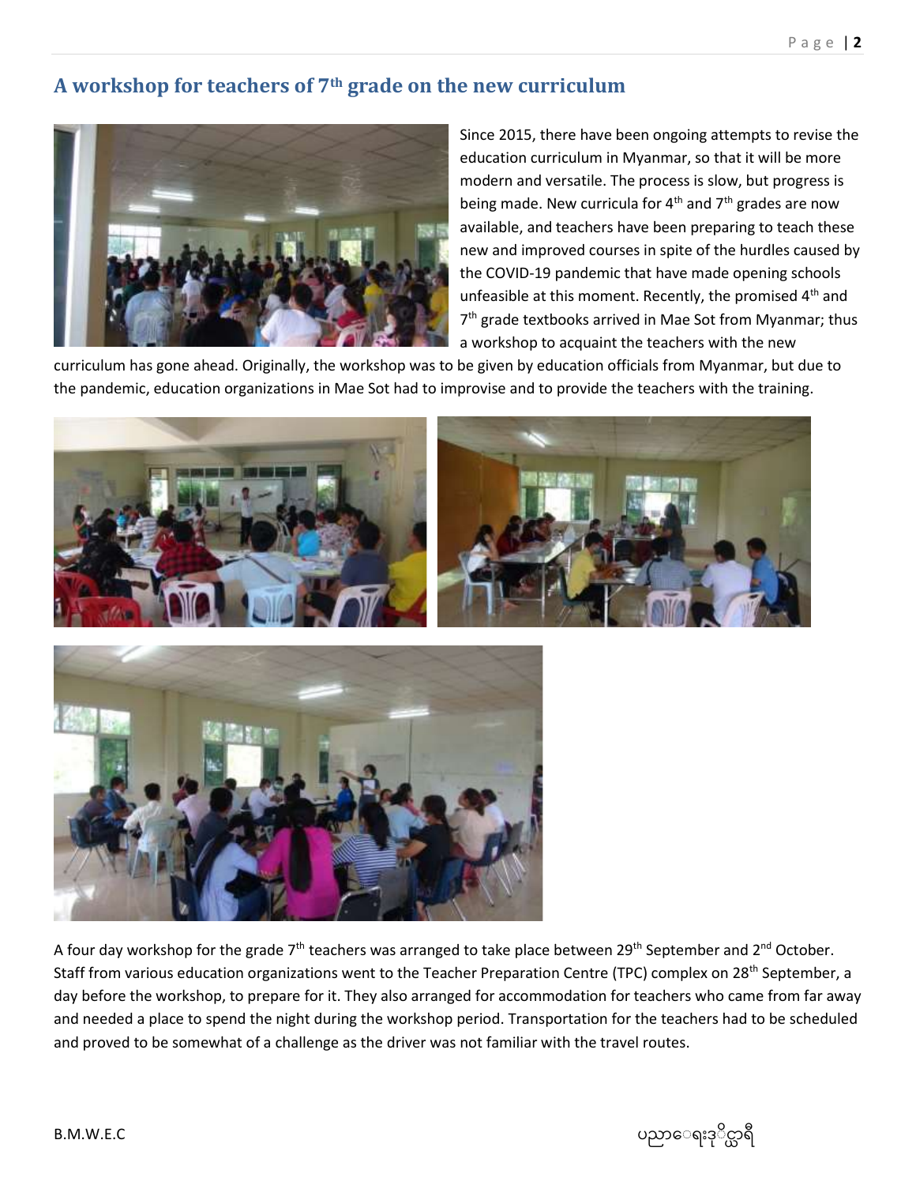## A workshop for teachers of 7th grade on the new curriculum

Since 2015, there have been ongoing attempts to revise the education curriculum in Myanmar, so that it will be more modern and versatile. The process is slow, but progress is being made. New curricula for 4th and 7th grades are now available, and teachers have been preparing to teach these new and improved courses in spite of the hurdles caused by the COVID-19 pandemic that have made opening schools unfeasible at this moment. Recently, the promised 4th and 7th grade textbooks arrived in Mae Sot from Myanmar; thus a workshop to acquaint the teachers with the new curriculum has gone ahead. Originally, the workshop was to be given by education officials from Myanmar, but due to the pandemic, education organizations in Mae Sot had to improvise and to provide the teachers with the training.

A four day workshop for the grade 7th teachers was arranged to take place between 29th September and 2nd October. Staff from various education organizations went to the Teacher Preparation Centre (TPC) complex on 28th September, a day before the workshop, to prepare for it. They also arranged for accommodation for teachers who came from far away and needed a place to spend the night during the workshop period. Transportation for the teachers had to be scheduled and proved to be somewhat of a challenge as the driver was not familiar with the travel routes.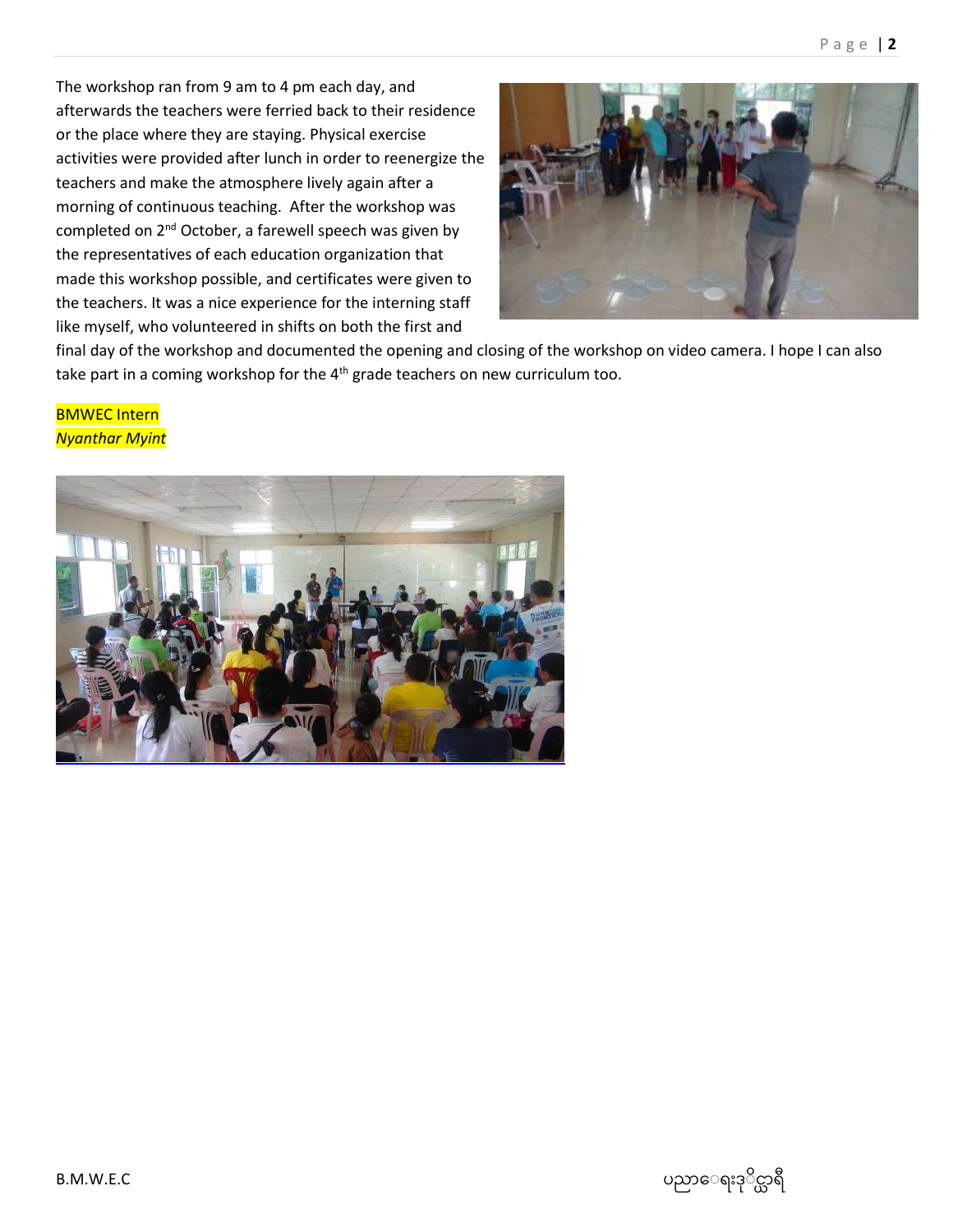The workshop ran from 9 am to 4 pm each day, and afterwards the teachers were ferried back to their residence or the place where they are staying. Physical exercise activities were provided after lunch in order to reenergize the teachers and make the atmosphere lively again after a morning of continuous teaching. After the workshop was completed on 2nd October, a farewell speech was given by the representatives of each education organization that made this workshop possible, and certificates were given to the teachers. It was a nice experience for the interning staff like myself, who volunteered in shifts on both the first and final day of the workshop and documented the opening and closing of the workshop on video camera. I hope I can also take part in a coming workshop for the 4th grade teachers on new curriculum too.

BMWEC Intern
*Nyanthar Myint*